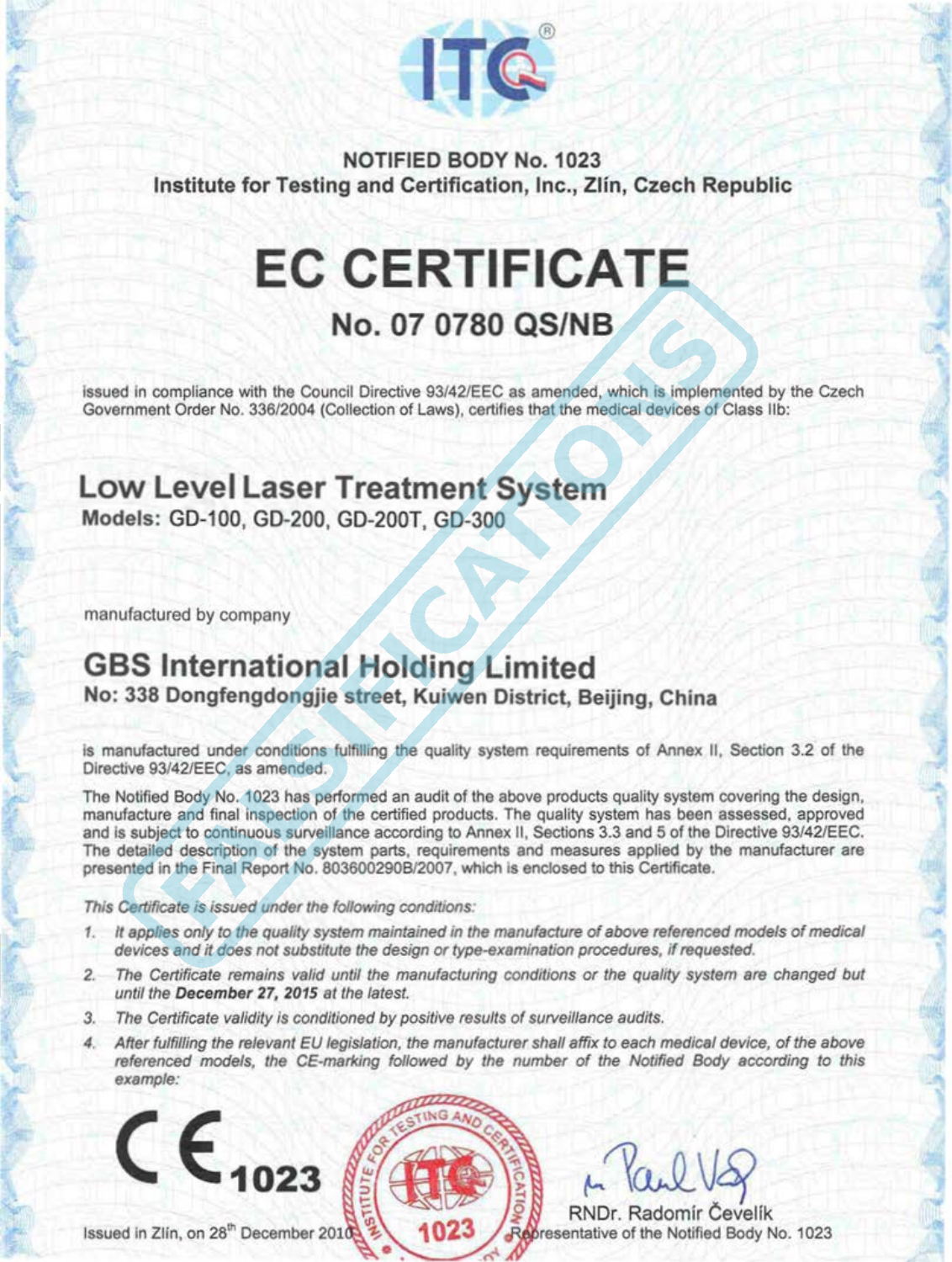ITQ®

**NOTIFIED BODY No. 1023**
**Institute for Testing and Certification, Inc., Zlín, Czech Republic**

# EC CERTIFICATE

## No. 07 0780 QS/NB

issued in compliance with the Council Directive 93/42/EEC as amended, which is implemented by the Czech Government Order No. 336/2004 (Collection of Laws), certifies that the medical devices of Class IIb:

## Low Level Laser Treatment System

**Models: GD-100, GD-200, GD-200T, GD-300**

manufactured by company

## GBS International Holding Limited

**No: 338 Dongfengdongjie street, Kuiwen District, Beijing, China**

is manufactured under conditions fulfilling the quality system requirements of Annex II, Section 3.2 of the Directive 93/42/EEC, as amended.

The Notified Body No. 1023 has performed an audit of the above products quality system covering the design, manufacture and final inspection of the certified products. The quality system has been assessed, approved and is subject to continuous surveillance according to Annex II, Sections 3.3 and 5 of the Directive 93/42/EEC. The detailed description of the system parts, requirements and measures applied by the manufacturer are presented in the Final Report No. 803600290B/2007, which is enclosed to this Certificate.

*This Certificate is issued under the following conditions:*

1. *It applies only to the quality system maintained in the manufacture of above referenced models of medical devices and it does not substitute the design or type-examination procedures, if requested.*
2. *The Certificate remains valid until the manufacturing conditions or the quality system are changed but until the* ***December 27, 2015*** *at the latest.*
3. *The Certificate validity is conditioned by positive results of surveillance audits.*
4. *After fulfilling the relevant EU legislation, the manufacturer shall affix to each medical device, of the above referenced models, the CE-marking followed by the number of the Notified Body according to this example:*

**CE 1023**

INSTITUTE FOR TESTING AND CERTIFICATION ITQ 1023

FALSIFICATIONS

Issued in Zlín, on 28th December 2010

RNDr. Radomír Čevelík
Representative of the Notified Body No. 1023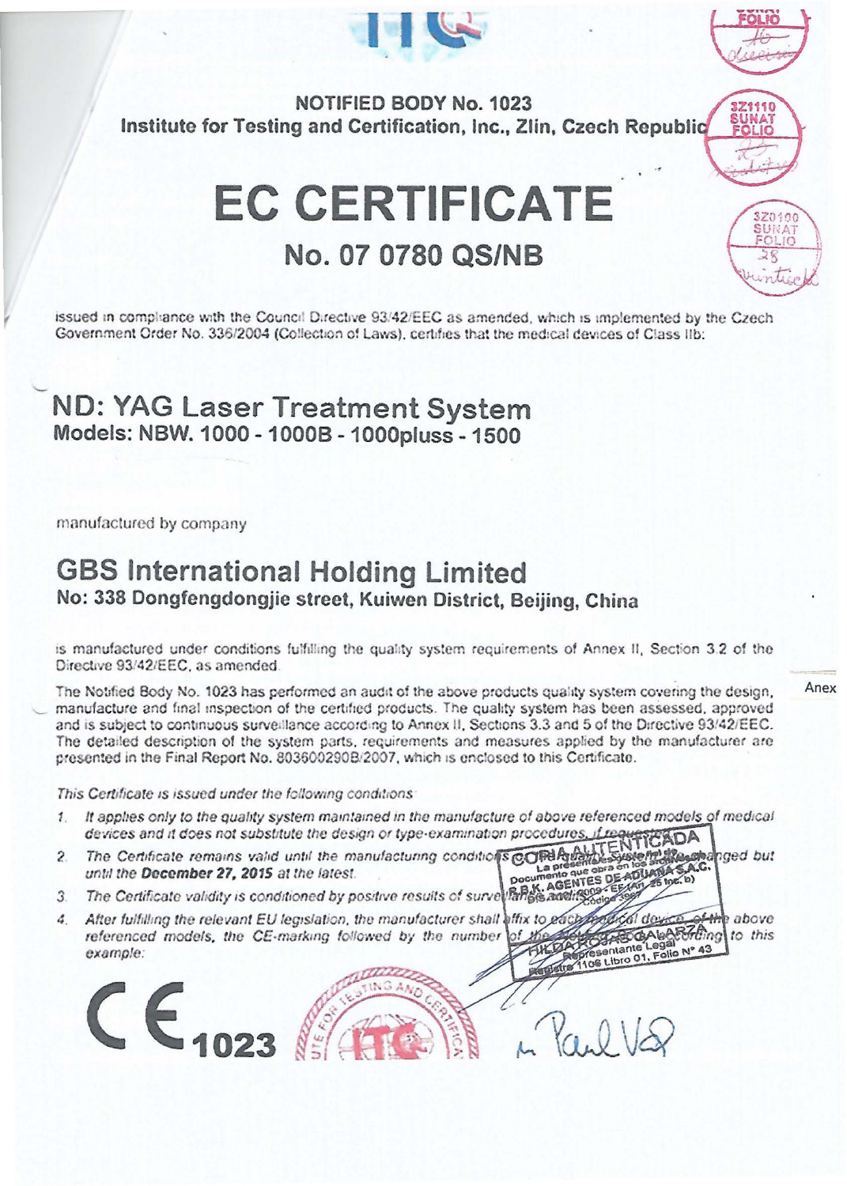NOTIFIED BODY No. 1023

Institute for Testing and Certification, Inc., Zlin, Czech Republic

# EC CERTIFICATE

## No. 07 0780 QS/NB

issued in compliance with the Council Directive 93/42/EEC as amended, which is implemented by the Czech Government Order No. 336/2004 (Collection of Laws), certifies that the medical devices of Class IIb:

## ND: YAG Laser Treatment System

**Models: NBW. 1000 - 1000B - 1000pluss - 1500**

manufactured by company

## GBS International Holding Limited

**No: 338 Dongfengdongjie street, Kuiwen District, Beijing, China**

is manufactured under conditions fulfilling the quality system requirements of Annex II, Section 3.2 of the Directive 93/42/EEC, as amended.

The Notified Body No. 1023 has performed an audit of the above products quality system covering the design, manufacture and final inspection of the certified products. The quality system has been assessed, approved and is subject to continuous surveillance according to Annex II, Sections 3.3 and 5 of the Directive 93/42/EEC. The detailed description of the system parts, requirements and measures applied by the manufacturer are presented in the Final Report No. 803600290B/2007, which is enclosed to this Certificate.

*This Certificate is issued under the following conditions:*

1. *It applies only to the quality system maintained in the manufacture of above referenced models of medical devices and it does not substitute the design or type-examination procedures, if requested.*
2. *The Certificate remains valid until the manufacturing conditions or quality system will be changed but until the* ***December 27, 2015*** *at the latest.*
3. *The Certificate validity is conditioned by positive results of surveillance audits.*
4. *After fulfilling the relevant EU legislation, the manufacturer shall affix to each medical device of the above referenced models, the CE-marking followed by the number of the Notified Body according to this example:*

CE 1023

Anex

COPIA AUTENTICADA
La presente es copia fiel del Documento que obra en los archivos de R.B.K. AGENTES DE ADUANA S.A.C.
HILDA ROSAS ALBARZA
Representante Legal
Registro 1106 Libro 01, Folio N° 43

SUNAT FOLIO

3Z1110 SUNAT FOLIO

3Z0100 SUNAT FOLIO 28